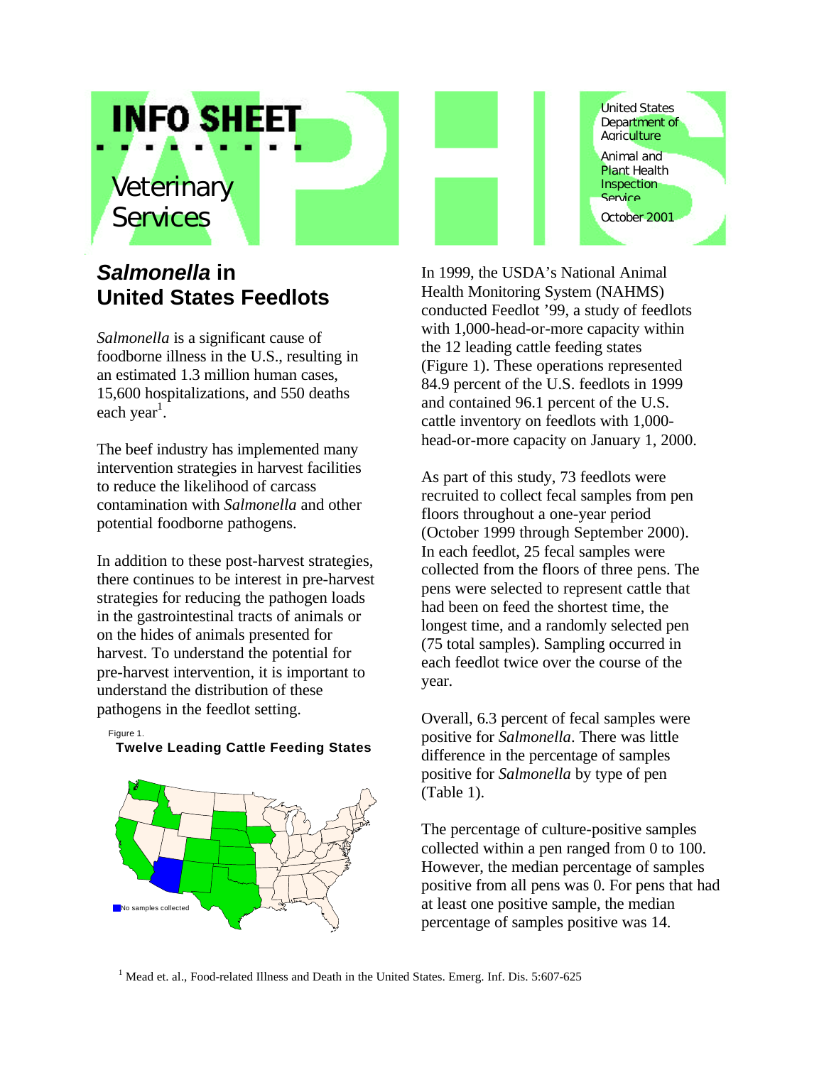# INFO SHEET

Veterinary Services

United States Department of Agriculture

Animal and Plant Health Inspection Service

October 2001

## *Salmonella* in United States Feedlots

*Salmonella* is a significant cause of foodborne illness in the U.S., resulting in an estimated 1.3 million human cases, 15,600 hospitalizations, and 550 deaths each year[1].

The beef industry has implemented many intervention strategies in harvest facilities to reduce the likelihood of carcass contamination with *Salmonella* and other potential foodborne pathogens.

In addition to these post-harvest strategies, there continues to be interest in pre-harvest strategies for reducing the pathogen loads in the gastrointestinal tracts of animals or on the hides of animals presented for harvest. To understand the potential for pre-harvest intervention, it is important to understand the distribution of these pathogens in the feedlot setting.

Figure 1.
**Twelve Leading Cattle Feeding States**

No samples collected

In 1999, the USDA's National Animal Health Monitoring System (NAHMS) conducted Feedlot '99, a study of feedlots with 1,000-head-or-more capacity within the 12 leading cattle feeding states (Figure 1). These operations represented 84.9 percent of the U.S. feedlots in 1999 and contained 96.1 percent of the U.S. cattle inventory on feedlots with 1,000-head-or-more capacity on January 1, 2000.

As part of this study, 73 feedlots were recruited to collect fecal samples from pen floors throughout a one-year period (October 1999 through September 2000). In each feedlot, 25 fecal samples were collected from the floors of three pens. The pens were selected to represent cattle that had been on feed the shortest time, the longest time, and a randomly selected pen (75 total samples). Sampling occurred in each feedlot twice over the course of the year.

Overall, 6.3 percent of fecal samples were positive for *Salmonella*. There was little difference in the percentage of samples positive for *Salmonella* by type of pen (Table 1).

The percentage of culture-positive samples collected within a pen ranged from 0 to 100. However, the median percentage of samples positive from all pens was 0. For pens that had at least one positive sample, the median percentage of samples positive was 14.

[1] Mead et. al., Food-related Illness and Death in the United States. Emerg. Inf. Dis. 5:607-625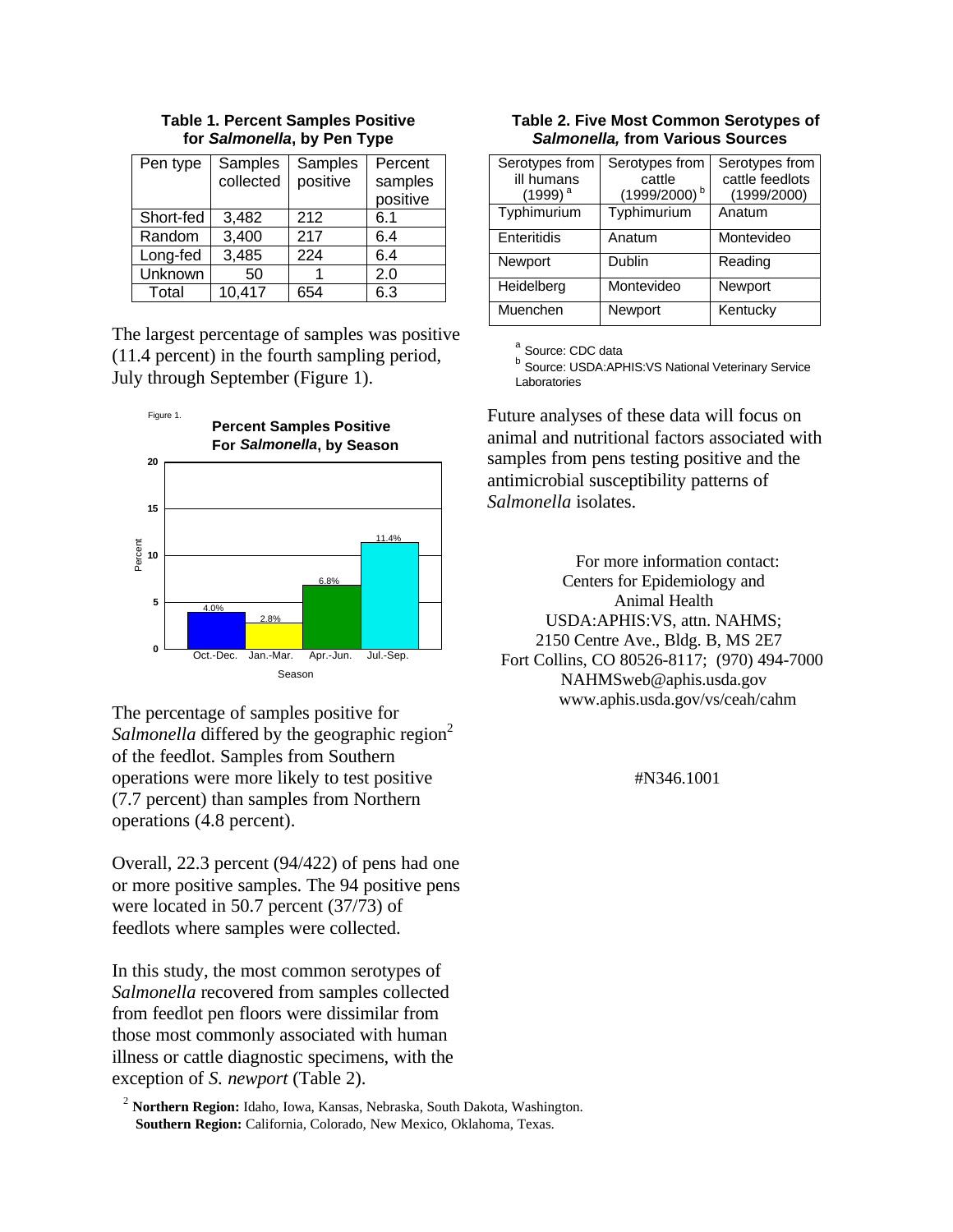**Table 1. Percent Samples Positive for *Salmonella*, by Pen Type**

| Pen type | Samples collected | Samples positive | Percent samples positive |
|---|---|---|---|
| Short-fed | 3,482 | 212 | 6.1 |
| Random | 3,400 | 217 | 6.4 |
| Long-fed | 3,485 | 224 | 6.4 |
| Unknown | 50 | 1 | 2.0 |
| Total | 10,417 | 654 | 6.3 |

The largest percentage of samples was positive (11.4 percent) in the fourth sampling period, July through September (Figure 1).

Figure 1.

**Percent Samples Positive For *Salmonella*, by Season**

Percent

0
5
10
15
20

4.0%
2.8%
6.8%
11.4%

Oct.-Dec.
Jan.-Mar.
Apr.-Jun.
Jul.-Sep.

Season

The percentage of samples positive for *Salmonella* differed by the geographic region[2] of the feedlot. Samples from Southern operations were more likely to test positive (7.7 percent) than samples from Northern operations (4.8 percent).

Overall, 22.3 percent (94/422) of pens had one or more positive samples. The 94 positive pens were located in 50.7 percent (37/73) of feedlots where samples were collected.

In this study, the most common serotypes of *Salmonella* recovered from samples collected from feedlot pen floors were dissimilar from those most commonly associated with human illness or cattle diagnostic specimens, with the exception of *S. newport* (Table 2).

[2] **Northern Region:** Idaho, Iowa, Kansas, Nebraska, South Dakota, Washington. **Southern Region:** California, Colorado, New Mexico, Oklahoma, Texas.

**Table 2. Five Most Common Serotypes of *Salmonella,* from Various Sources**

| Serotypes from ill humans (1999) [a] | Serotypes from cattle (1999/2000) [b] | Serotypes from cattle feedlots (1999/2000) |
|---|---|---|
| Typhimurium | Typhimurium | Anatum |
| Enteritidis | Anatum | Montevideo |
| Newport | Dublin | Reading |
| Heidelberg | Montevideo | Newport |
| Muenchen | Newport | Kentucky |

[a] Source: CDC data
[b] Source: USDA:APHIS:VS National Veterinary Service Laboratories

Future analyses of these data will focus on animal and nutritional factors associated with samples from pens testing positive and the antimicrobial susceptibility patterns of *Salmonella* isolates.

For more information contact:
Centers for Epidemiology and Animal Health
USDA:APHIS:VS, attn. NAHMS;
2150 Centre Ave., Bldg. B, MS 2E7
Fort Collins, CO 80526-8117; (970) 494-7000
NAHMSweb@aphis.usda.gov
www.aphis.usda.gov/vs/ceah/cahm

#N346.1001